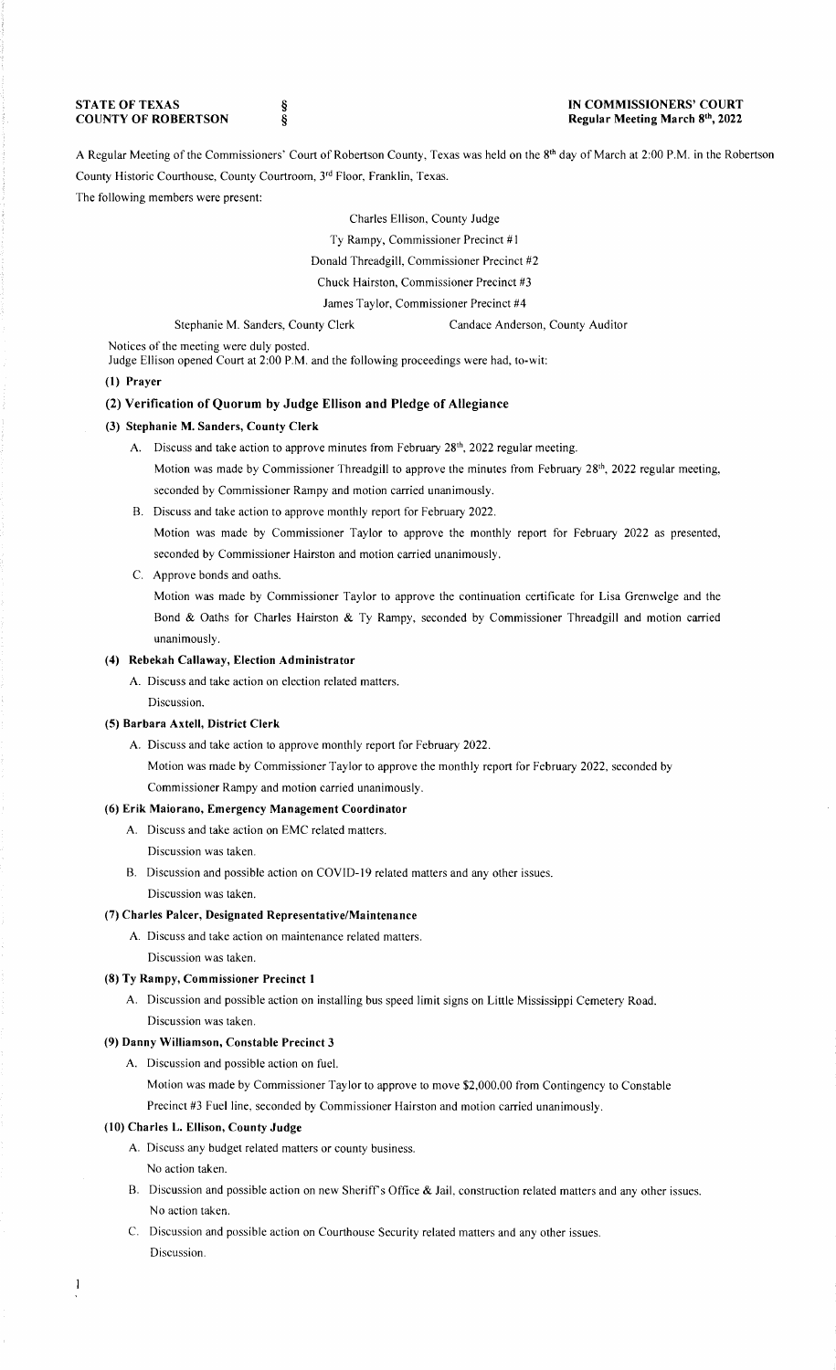**STATE OF TEXAS** §
**COUNTY OF ROBERTSON** §

**IN COMMISSIONERS' COURT**
**Regular Meeting March 8th, 2022**

A Regular Meeting of the Commissioners' Court of Robertson County, Texas was held on the 8th day of March at 2:00 P.M. in the Robertson County Historic Courthouse, County Courtroom, 3rd Floor, Franklin, Texas.

The following members were present:

Charles Ellison, County Judge
Ty Rampy, Commissioner Precinct #1
Donald Threadgill, Commissioner Precinct #2
Chuck Hairston, Commissioner Precinct #3
James Taylor, Commissioner Precinct #4

Stephanie M. Sanders, County Clerk    Candace Anderson, County Auditor

Notices of the meeting were duly posted.
Judge Ellison opened Court at 2:00 P.M. and the following proceedings were had, to-wit:

**(1) Prayer**

**(2) Verification of Quorum by Judge Ellison and Pledge of Allegiance**

**(3) Stephanie M. Sanders, County Clerk**

A. Discuss and take action to approve minutes from February 28th, 2022 regular meeting.
Motion was made by Commissioner Threadgill to approve the minutes from February 28th, 2022 regular meeting, seconded by Commissioner Rampy and motion carried unanimously.

B. Discuss and take action to approve monthly report for February 2022.
Motion was made by Commissioner Taylor to approve the monthly report for February 2022 as presented, seconded by Commissioner Hairston and motion carried unanimously.

C. Approve bonds and oaths.
Motion was made by Commissioner Taylor to approve the continuation certificate for Lisa Grenwelge and the Bond & Oaths for Charles Hairston & Ty Rampy, seconded by Commissioner Threadgill and motion carried unanimously.

**(4) Rebekah Callaway, Election Administrator**

A. Discuss and take action on election related matters.
Discussion.

**(5) Barbara Axtell, District Clerk**

A. Discuss and take action to approve monthly report for February 2022.
Motion was made by Commissioner Taylor to approve the monthly report for February 2022, seconded by Commissioner Rampy and motion carried unanimously.

**(6) Erik Maiorano, Emergency Management Coordinator**

A. Discuss and take action on EMC related matters.
Discussion was taken.

B. Discussion and possible action on COVID-19 related matters and any other issues.
Discussion was taken.

**(7) Charles Palcer, Designated Representative/Maintenance**

A. Discuss and take action on maintenance related matters.
Discussion was taken.

**(8) Ty Rampy, Commissioner Precinct 1**

A. Discussion and possible action on installing bus speed limit signs on Little Mississippi Cemetery Road.
Discussion was taken.

**(9) Danny Williamson, Constable Precinct 3**

A. Discussion and possible action on fuel.
Motion was made by Commissioner Taylor to approve to move $2,000.00 from Contingency to Constable Precinct #3 Fuel line, seconded by Commissioner Hairston and motion carried unanimously.

**(10) Charles L. Ellison, County Judge**

A. Discuss any budget related matters or county business.
No action taken.

B. Discussion and possible action on new Sheriff's Office & Jail, construction related matters and any other issues.
No action taken.

C. Discussion and possible action on Courthouse Security related matters and any other issues.
Discussion.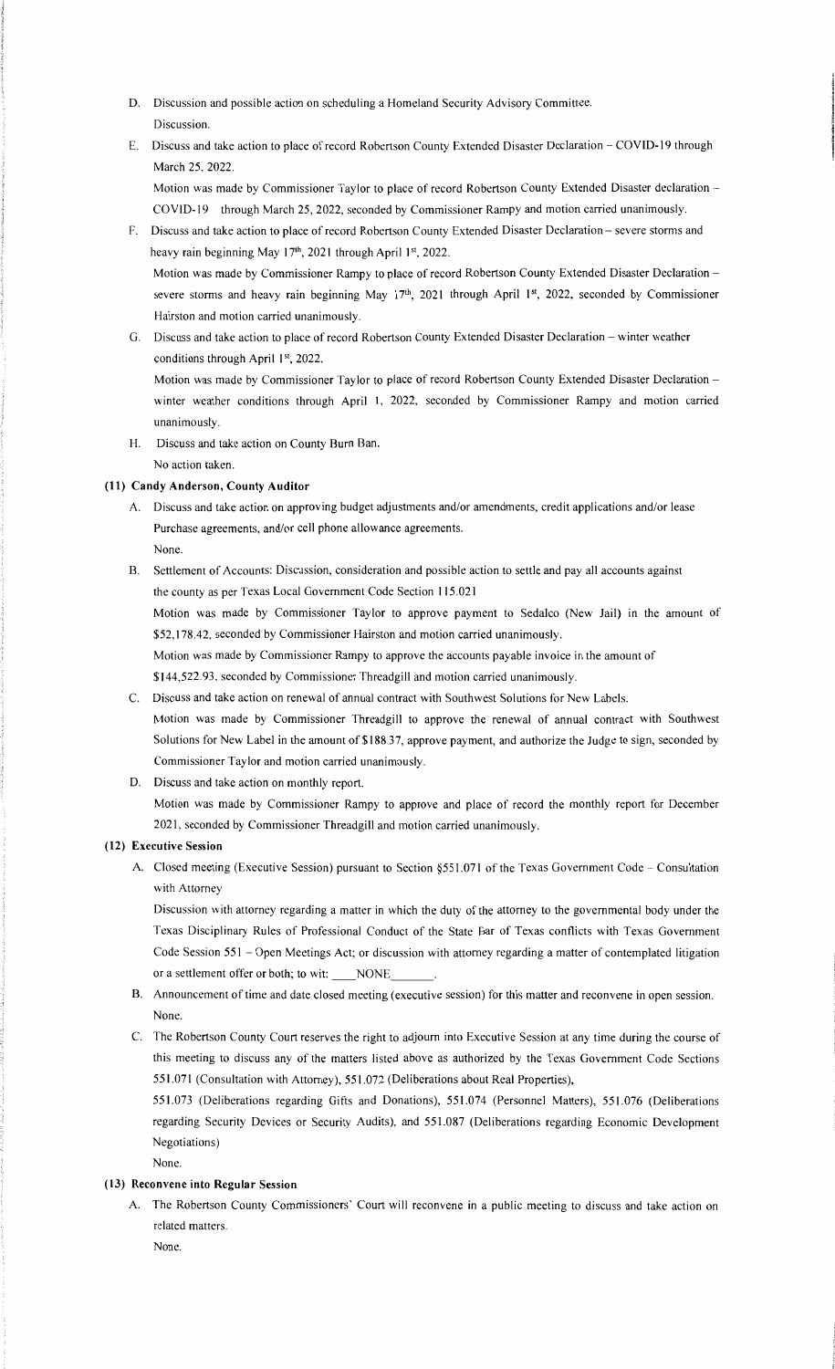D. Discussion and possible action on scheduling a Homeland Security Advisory Committee.
   Discussion.

E. Discuss and take action to place of record Robertson County Extended Disaster Declaration – COVID-19 through March 25, 2022.
   Motion was made by Commissioner Taylor to place of record Robertson County Extended Disaster declaration – COVID-19 through March 25, 2022, seconded by Commissioner Rampy and motion carried unanimously.

F. Discuss and take action to place of record Robertson County Extended Disaster Declaration – severe storms and heavy rain beginning May 17th, 2021 through April 1st, 2022.
   Motion was made by Commissioner Rampy to place of record Robertson County Extended Disaster Declaration – severe storms and heavy rain beginning May 17th, 2021 through April 1st, 2022, seconded by Commissioner Hairston and motion carried unanimously.

G. Discuss and take action to place of record Robertson County Extended Disaster Declaration – winter weather conditions through April 1st, 2022.
   Motion was made by Commissioner Taylor to place of record Robertson County Extended Disaster Declaration – winter weather conditions through April 1, 2022, seconded by Commissioner Rampy and motion carried unanimously.

H. Discuss and take action on County Burn Ban.
   No action taken.

### (11) Candy Anderson, County Auditor

A. Discuss and take action on approving budget adjustments and/or amendments, credit applications and/or lease Purchase agreements, and/or cell phone allowance agreements.
   None.

B. Settlement of Accounts: Discussion, consideration and possible action to settle and pay all accounts against the county as per Texas Local Government Code Section 115.021
   Motion was made by Commissioner Taylor to approve payment to Sedalco (New Jail) in the amount of $52,178.42, seconded by Commissioner Hairston and motion carried unanimously.
   Motion was made by Commissioner Rampy to approve the accounts payable invoice in the amount of $144,522.93, seconded by Commissioner Threadgill and motion carried unanimously.

C. Discuss and take action on renewal of annual contract with Southwest Solutions for New Labels.
   Motion was made by Commissioner Threadgill to approve the renewal of annual contract with Southwest Solutions for New Label in the amount of $188.37, approve payment, and authorize the Judge to sign, seconded by Commissioner Taylor and motion carried unanimously.

D. Discuss and take action on monthly report.
   Motion was made by Commissioner Rampy to approve and place of record the monthly report for December 2021, seconded by Commissioner Threadgill and motion carried unanimously.

### (12) Executive Session

A. Closed meeting (Executive Session) pursuant to Section §551.071 of the Texas Government Code – Consultation with Attorney
   Discussion with attorney regarding a matter in which the duty of the attorney to the governmental body under the Texas Disciplinary Rules of Professional Conduct of the State Bar of Texas conflicts with Texas Government Code Session 551 – Open Meetings Act; or discussion with attorney regarding a matter of contemplated litigation or a settlement offer or both; to wit: \_\_\_\_NONE\_\_\_\_\_\_\_.

B. Announcement of time and date closed meeting (executive session) for this matter and reconvene in open session.
   None.

C. The Robertson County Court reserves the right to adjourn into Executive Session at any time during the course of this meeting to discuss any of the matters listed above as authorized by the Texas Government Code Sections 551.071 (Consultation with Attorney), 551.072 (Deliberations about Real Properties),
   551.073 (Deliberations regarding Gifts and Donations), 551.074 (Personnel Matters), 551.076 (Deliberations regarding Security Devices or Security Audits), and 551.087 (Deliberations regarding Economic Development Negotiations)
   None.

### (13) Reconvene into Regular Session

A. The Robertson County Commissioners' Court will reconvene in a public meeting to discuss and take action on related matters.
   None.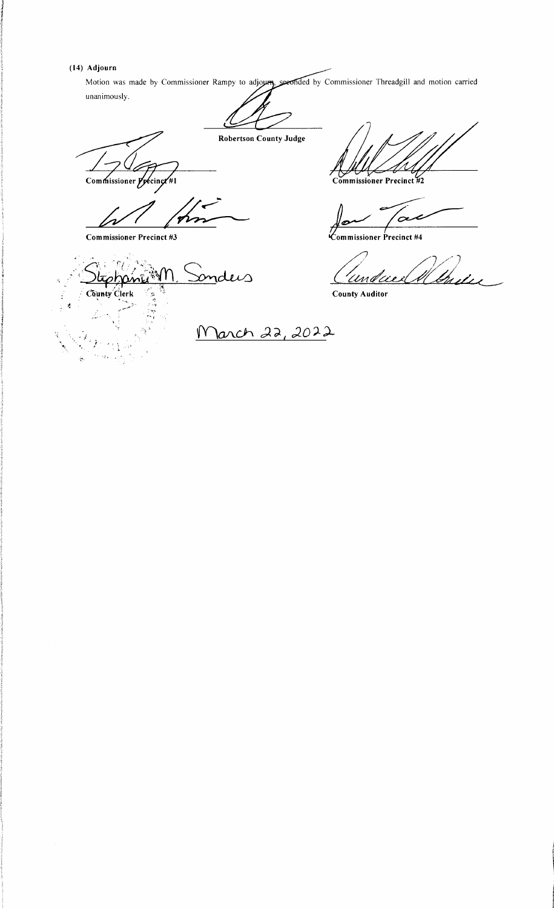**(14) Adjourn**

Motion was made by Commissioner Rampy to adjourn, seconded by Commissioner Threadgill and motion carried unanimously.

Robertson County Judge

Commissioner Precinct #1

Commissioner Precinct #2

Commissioner Precinct #3

Commissioner Precinct #4

Stephanie M. Sanders

County Clerk

County Auditor

March 22, 2022